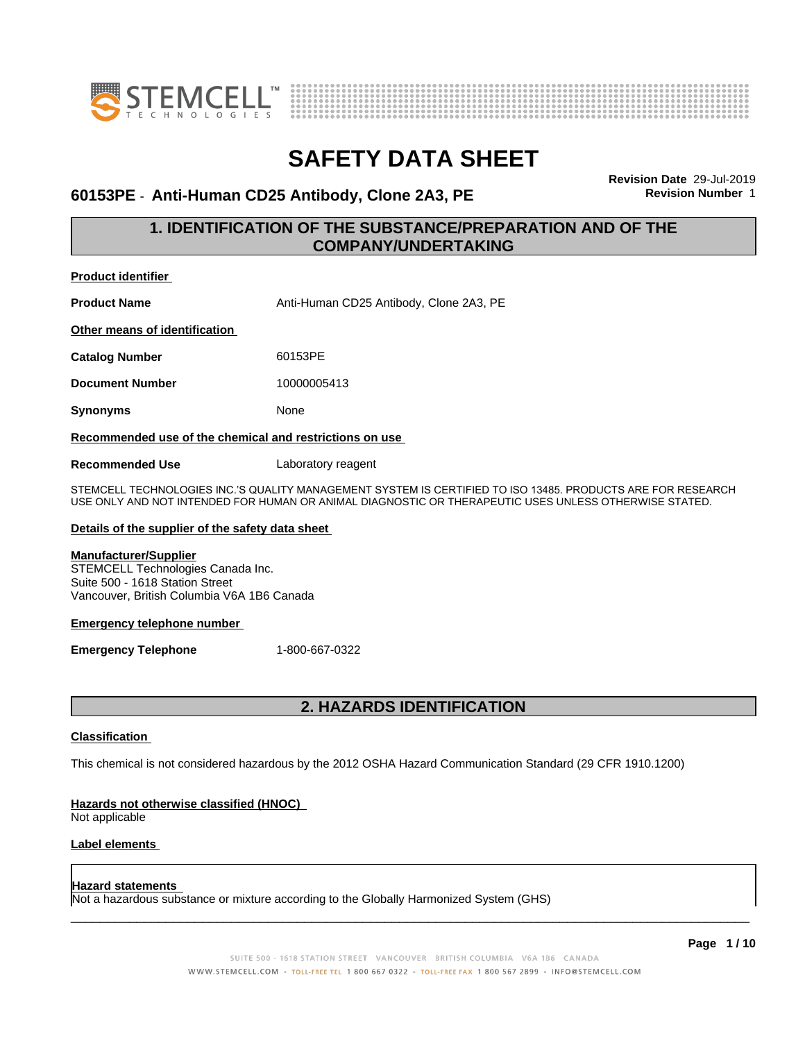# SAFETY DATA SHEET

## 60153PE - Anti-Human CD25 Antibody, Clone 2A3, PE

**Revision Date** 29-Jul-2019
**Revision Number** 1

## 1. IDENTIFICATION OF THE SUBSTANCE/PREPARATION AND OF THE COMPANY/UNDERTAKING

**Product identifier**

**Product Name** Anti-Human CD25 Antibody, Clone 2A3, PE

**Other means of identification**

**Catalog Number** 60153PE

**Document Number** 10000005413

**Synonyms** None

**Recommended use of the chemical and restrictions on use**

**Recommended Use** Laboratory reagent

STEMCELL TECHNOLOGIES INC.'S QUALITY MANAGEMENT SYSTEM IS CERTIFIED TO ISO 13485. PRODUCTS ARE FOR RESEARCH USE ONLY AND NOT INTENDED FOR HUMAN OR ANIMAL DIAGNOSTIC OR THERAPEUTIC USES UNLESS OTHERWISE STATED.

**Details of the supplier of the safety data sheet**

**Manufacturer/Supplier**
STEMCELL Technologies Canada Inc.
Suite 500 - 1618 Station Street
Vancouver, British Columbia V6A 1B6 Canada

**Emergency telephone number**

**Emergency Telephone** 1-800-667-0322

## 2. HAZARDS IDENTIFICATION

**Classification**

This chemical is not considered hazardous by the 2012 OSHA Hazard Communication Standard (29 CFR 1910.1200)

**Hazards not otherwise classified (HNOC)**
Not applicable

**Label elements**

**Hazard statements**
Not a hazardous substance or mixture according to the Globally Harmonized System (GHS)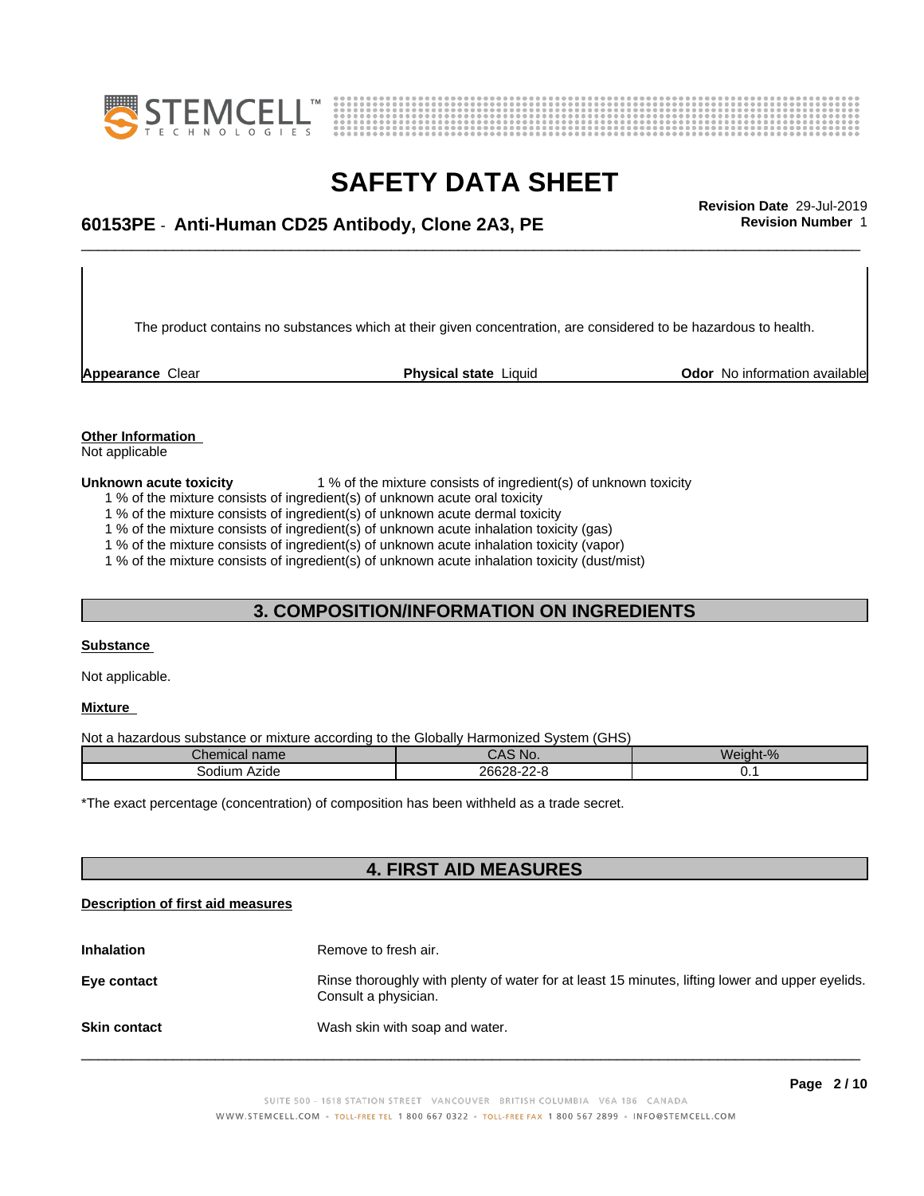The product contains no substances which at their given concentration, are considered to be hazardous to health.

**Appearance** Clear **Physical state** Liquid **Odor** No information available

**Other Information**

Not applicable

**Unknown acute toxicity** 1 % of the mixture consists of ingredient(s) of unknown toxicity

1 % of the mixture consists of ingredient(s) of unknown acute oral toxicity

1 % of the mixture consists of ingredient(s) of unknown acute dermal toxicity

1 % of the mixture consists of ingredient(s) of unknown acute inhalation toxicity (gas)

1 % of the mixture consists of ingredient(s) of unknown acute inhalation toxicity (vapor)

1 % of the mixture consists of ingredient(s) of unknown acute inhalation toxicity (dust/mist)

## 3. COMPOSITION/INFORMATION ON INGREDIENTS

**Substance**

Not applicable.

**Mixture**

Not a hazardous substance or mixture according to the Globally Harmonized System (GHS)

| Chemical name | CAS No. | Weight-% |
| --- | --- | --- |
| Sodium Azide | 26628-22-8 | 0.1 |

*The exact percentage (concentration) of composition has been withheld as a trade secret.

## 4. FIRST AID MEASURES

**Description of first aid measures**

**Inhalation** Remove to fresh air.

**Eye contact** Rinse thoroughly with plenty of water for at least 15 minutes, lifting lower and upper eyelids. Consult a physician.

**Skin contact** Wash skin with soap and water.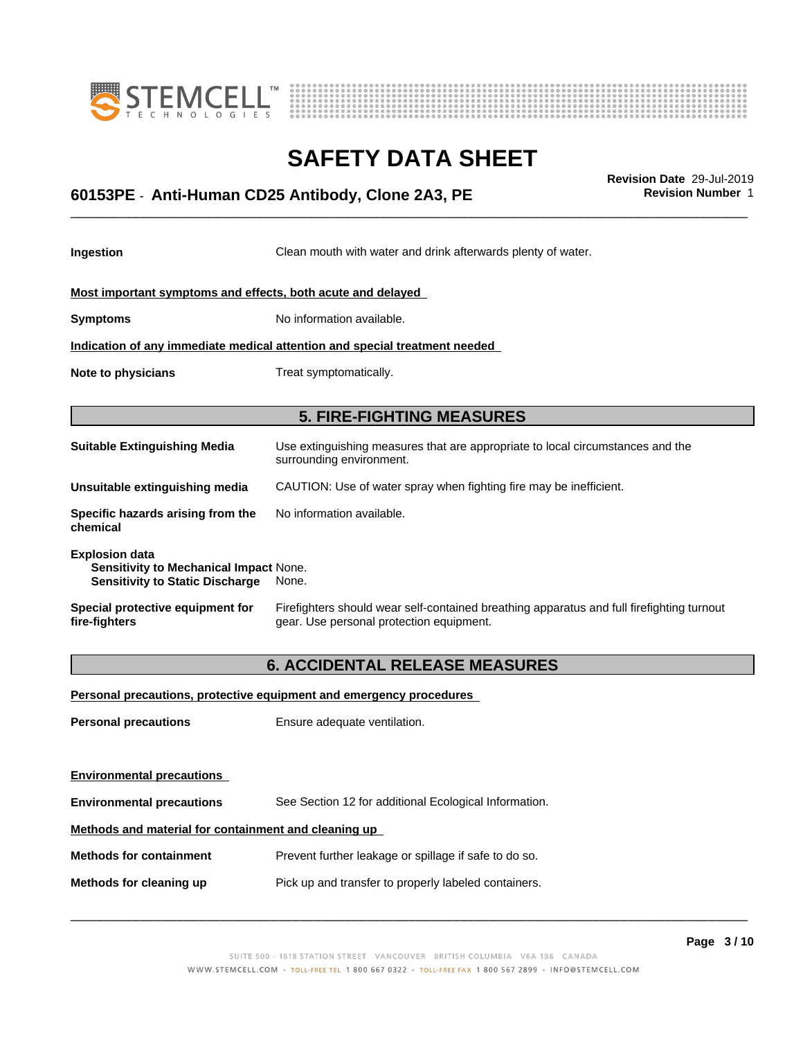**Ingestion** Clean mouth with water and drink afterwards plenty of water.

**Most important symptoms and effects, both acute and delayed**

**Symptoms** No information available.

**Indication of any immediate medical attention and special treatment needed**

**Note to physicians** Treat symptomatically.

## 5. FIRE-FIGHTING MEASURES

**Suitable Extinguishing Media** Use extinguishing measures that are appropriate to local circumstances and the surrounding environment.

**Unsuitable extinguishing media** CAUTION: Use of water spray when fighting fire may be inefficient.

**Specific hazards arising from the chemical** No information available.

**Explosion data**
**Sensitivity to Mechanical Impact** None.
**Sensitivity to Static Discharge** None.

**Special protective equipment for fire-fighters** Firefighters should wear self-contained breathing apparatus and full firefighting turnout gear. Use personal protection equipment.

## 6. ACCIDENTAL RELEASE MEASURES

**Personal precautions, protective equipment and emergency procedures**

**Personal precautions** Ensure adequate ventilation.

**Environmental precautions**

**Environmental precautions** See Section 12 for additional Ecological Information.

**Methods and material for containment and cleaning up**

**Methods for containment** Prevent further leakage or spillage if safe to do so.

**Methods for cleaning up** Pick up and transfer to properly labeled containers.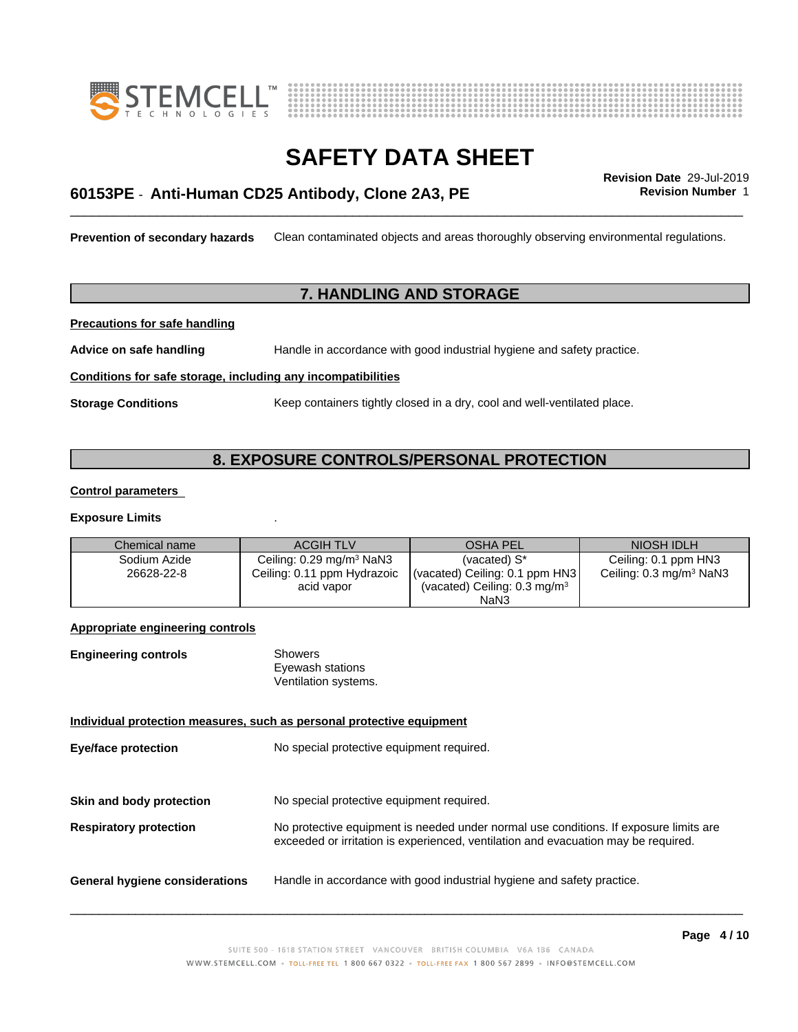**Prevention of secondary hazards** Clean contaminated objects and areas thoroughly observing environmental regulations.

## 7. HANDLING AND STORAGE

**Precautions for safe handling**

**Advice on safe handling** Handle in accordance with good industrial hygiene and safety practice.

**Conditions for safe storage, including any incompatibilities**

**Storage Conditions** Keep containers tightly closed in a dry, cool and well-ventilated place.

## 8. EXPOSURE CONTROLS/PERSONAL PROTECTION

**Control parameters**

**Exposure Limits** .

| Chemical name | ACGIH TLV | OSHA PEL | NIOSH IDLH |
|---|---|---|---|
| Sodium Azide 26628-22-8 | Ceiling: 0.29 mg/m³ NaN3 Ceiling: 0.11 ppm Hydrazoic acid vapor | (vacated) S* (vacated) Ceiling: 0.1 ppm HN3 (vacated) Ceiling: 0.3 mg/m³ NaN3 | Ceiling: 0.1 ppm HN3 Ceiling: 0.3 mg/m³ NaN3 |

**Appropriate engineering controls**

**Engineering controls** Showers
Eyewash stations
Ventilation systems.

**Individual protection measures, such as personal protective equipment**

**Eye/face protection** No special protective equipment required.

**Skin and body protection** No special protective equipment required.

**Respiratory protection** No protective equipment is needed under normal use conditions. If exposure limits are exceeded or irritation is experienced, ventilation and evacuation may be required.

**General hygiene considerations** Handle in accordance with good industrial hygiene and safety practice.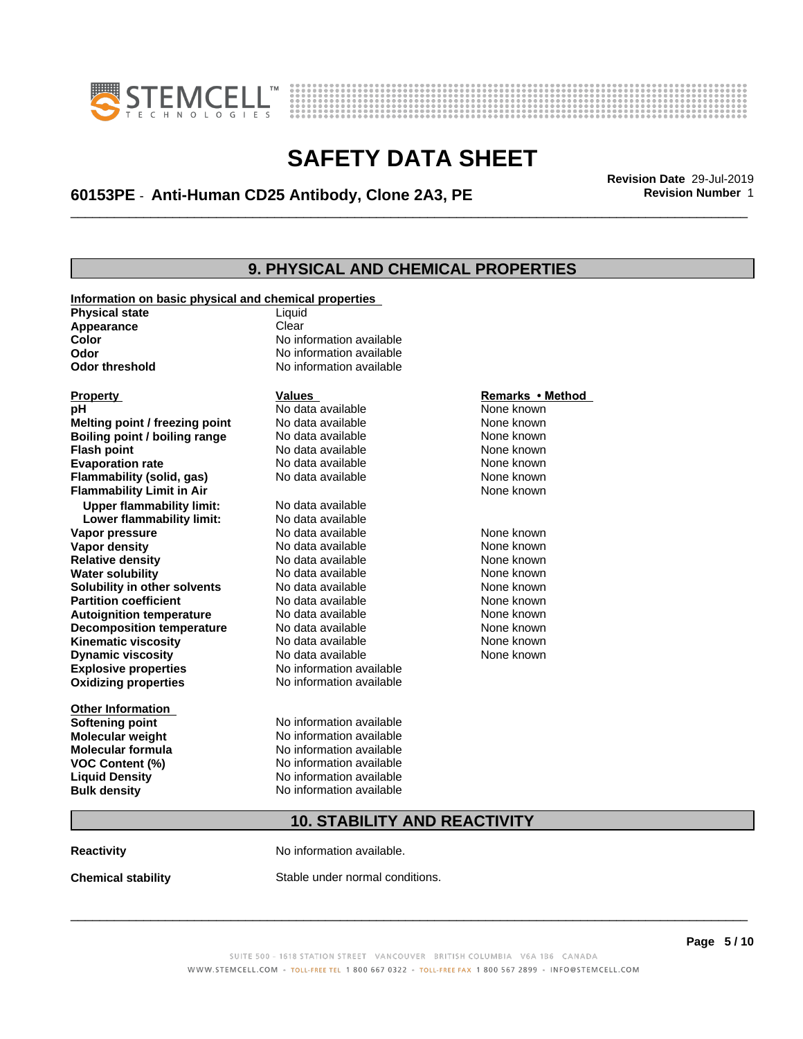## 9. PHYSICAL AND CHEMICAL PROPERTIES

**Information on basic physical and chemical properties**

| | |
|---|---|
| **Physical state** | Liquid |
| **Appearance** | Clear |
| **Color** | No information available |
| **Odor** | No information available |
| **Odor threshold** | No information available |

| **Property** | **Values** | **Remarks • Method** |
|---|---|---|
| **pH** | No data available | None known |
| **Melting point / freezing point** | No data available | None known |
| **Boiling point / boiling range** | No data available | None known |
| **Flash point** | No data available | None known |
| **Evaporation rate** | No data available | None known |
| **Flammability (solid, gas)** | No data available | None known |
| **Flammability Limit in Air** | | None known |
| **Upper flammability limit:** | No data available | |
| **Lower flammability limit:** | No data available | |
| **Vapor pressure** | No data available | None known |
| **Vapor density** | No data available | None known |
| **Relative density** | No data available | None known |
| **Water solubility** | No data available | None known |
| **Solubility in other solvents** | No data available | None known |
| **Partition coefficient** | No data available | None known |
| **Autoignition temperature** | No data available | None known |
| **Decomposition temperature** | No data available | None known |
| **Kinematic viscosity** | No data available | None known |
| **Dynamic viscosity** | No data available | None known |
| **Explosive properties** | No information available | |
| **Oxidizing properties** | No information available | |

**Other Information**

| | |
|---|---|
| **Softening point** | No information available |
| **Molecular weight** | No information available |
| **Molecular formula** | No information available |
| **VOC Content (%)** | No information available |
| **Liquid Density** | No information available |
| **Bulk density** | No information available |

## 10. STABILITY AND REACTIVITY

| | |
|---|---|
| **Reactivity** | No information available. |
| **Chemical stability** | Stable under normal conditions. |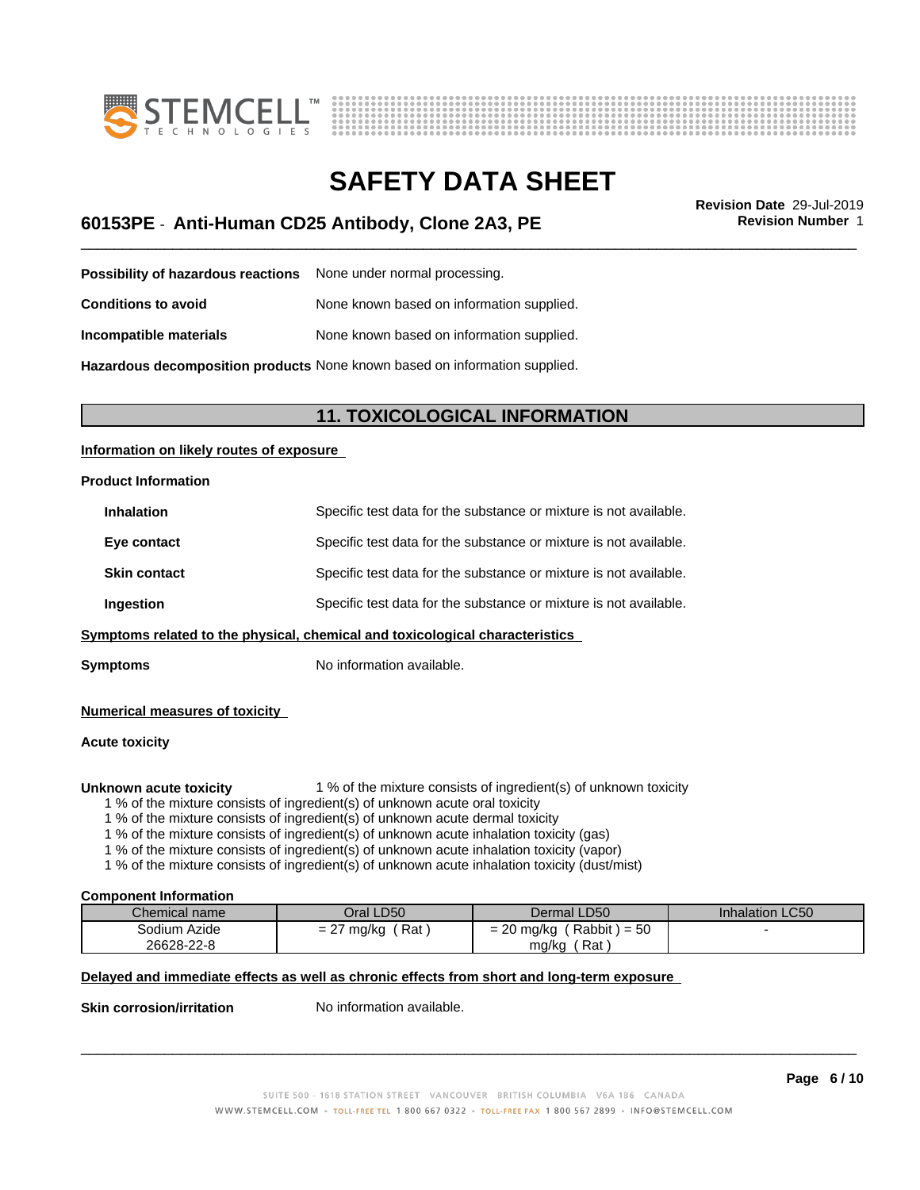**Possibility of hazardous reactions** None under normal processing.

**Conditions to avoid** None known based on information supplied.

**Incompatible materials** None known based on information supplied.

**Hazardous decomposition products** None known based on information supplied.

## 11. TOXICOLOGICAL INFORMATION

**Information on likely routes of exposure**

**Product Information**

**Inhalation** Specific test data for the substance or mixture is not available.

**Eye contact** Specific test data for the substance or mixture is not available.

**Skin contact** Specific test data for the substance or mixture is not available.

**Ingestion** Specific test data for the substance or mixture is not available.

**Symptoms related to the physical, chemical and toxicological characteristics**

**Symptoms** No information available.

**Numerical measures of toxicity**

**Acute toxicity**

**Unknown acute toxicity** 1 % of the mixture consists of ingredient(s) of unknown toxicity

1 % of the mixture consists of ingredient(s) of unknown acute oral toxicity
1 % of the mixture consists of ingredient(s) of unknown acute dermal toxicity
1 % of the mixture consists of ingredient(s) of unknown acute inhalation toxicity (gas)
1 % of the mixture consists of ingredient(s) of unknown acute inhalation toxicity (vapor)
1 % of the mixture consists of ingredient(s) of unknown acute inhalation toxicity (dust/mist)

**Component Information**

| Chemical name | Oral LD50 | Dermal LD50 | Inhalation LC50 |
|---|---|---|---|
| Sodium Azide 26628-22-8 | = 27 mg/kg ( Rat ) | = 20 mg/kg ( Rabbit ) = 50 mg/kg ( Rat ) | - |

**Delayed and immediate effects as well as chronic effects from short and long-term exposure**

**Skin corrosion/irritation** No information available.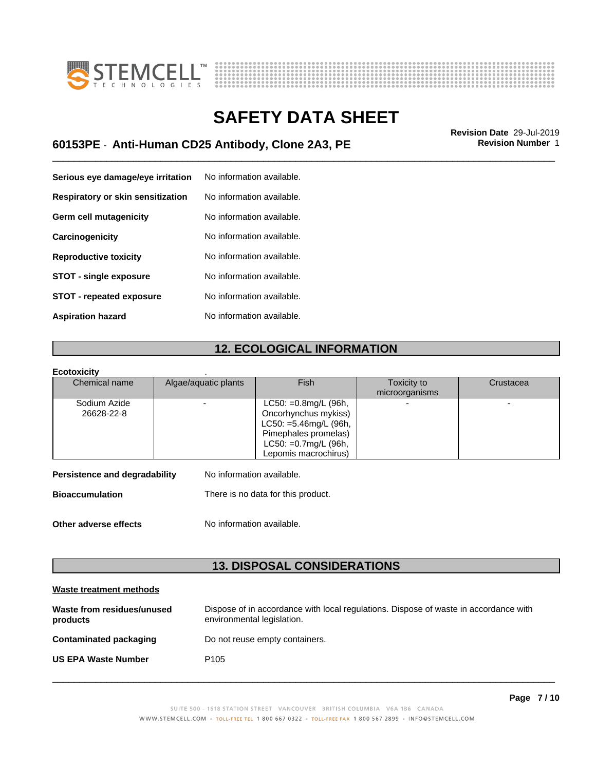| | |
|---|---|
| **Serious eye damage/eye irritation** | No information available. |
| **Respiratory or skin sensitization** | No information available. |
| **Germ cell mutagenicity** | No information available. |
| **Carcinogenicity** | No information available. |
| **Reproductive toxicity** | No information available. |
| **STOT - single exposure** | No information available. |
| **STOT - repeated exposure** | No information available. |
| **Aspiration hazard** | No information available. |

## 12. ECOLOGICAL INFORMATION

**Ecotoxicity** .

| Chemical name | Algae/aquatic plants | Fish | Toxicity to microorganisms | Crustacea |
|---|---|---|---|---|
| Sodium Azide 26628-22-8 | - | LC50: =0.8mg/L (96h, Oncorhynchus mykiss) LC50: =5.46mg/L (96h, Pimephales promelas) LC50: =0.7mg/L (96h, Lepomis macrochirus) | - | - |

| | |
|---|---|
| **Persistence and degradability** | No information available. |
| **Bioaccumulation** | There is no data for this product. |
| **Other adverse effects** | No information available. |

## 13. DISPOSAL CONSIDERATIONS

**Waste treatment methods**

| | |
|---|---|
| **Waste from residues/unused products** | Dispose of in accordance with local regulations. Dispose of waste in accordance with environmental legislation. |
| **Contaminated packaging** | Do not reuse empty containers. |
| **US EPA Waste Number** | P105 |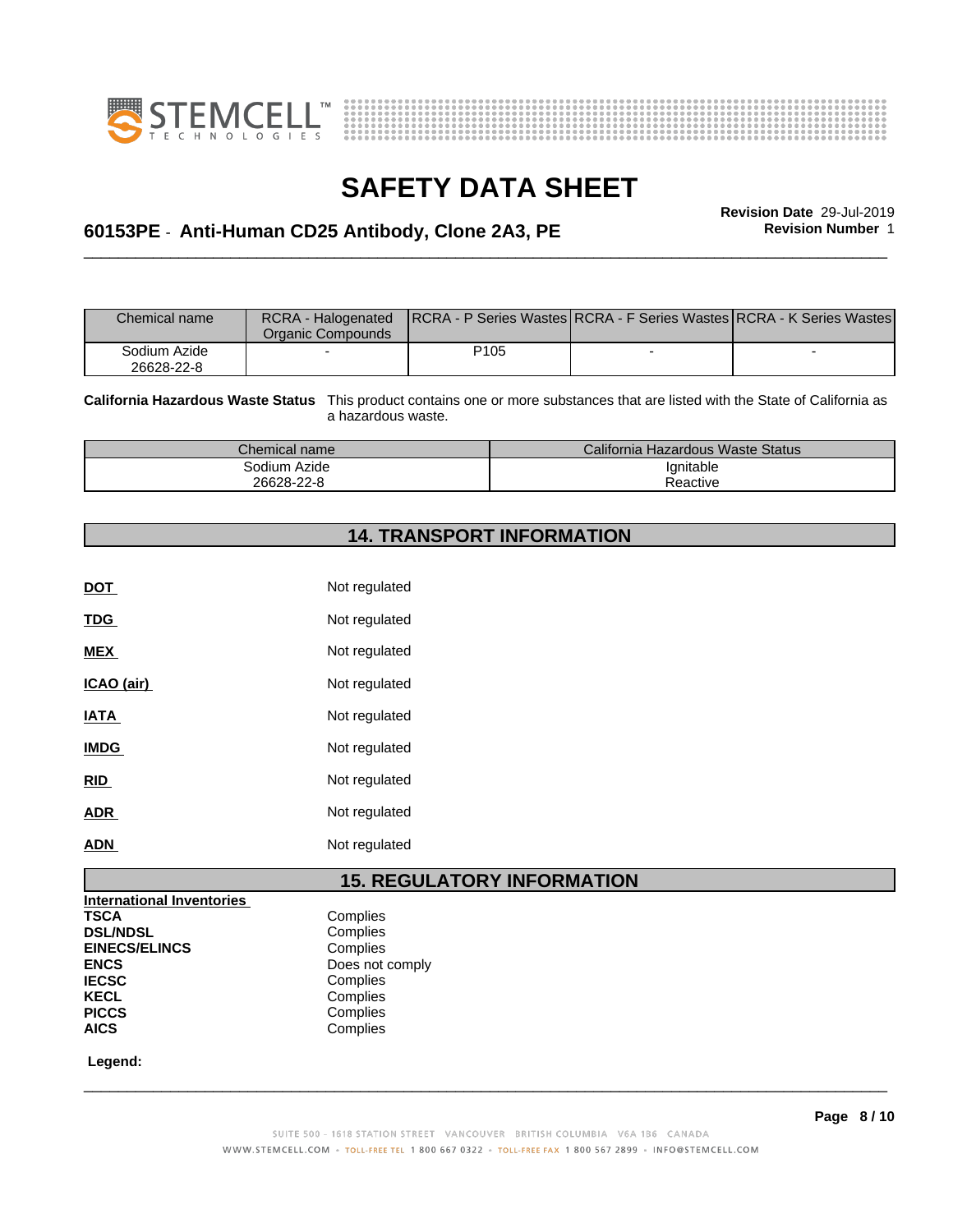| Chemical name | RCRA - Halogenated Organic Compounds | RCRA - P Series Wastes | RCRA - F Series Wastes | RCRA - K Series Wastes |
|---|---|---|---|---|
| Sodium Azide 26628-22-8 | - | P105 | - | - |

**California Hazardous Waste Status** This product contains one or more substances that are listed with the State of California as a hazardous waste.

| Chemical name | California Hazardous Waste Status |
|---|---|
| Sodium Azide 26628-22-8 | Ignitable Reactive |

## 14. TRANSPORT INFORMATION

| | |
|---|---|
| **DOT** | Not regulated |
| **TDG** | Not regulated |
| **MEX** | Not regulated |
| **ICAO (air)** | Not regulated |
| **IATA** | Not regulated |
| **IMDG** | Not regulated |
| **RID** | Not regulated |
| **ADR** | Not regulated |
| **ADN** | Not regulated |

## 15. REGULATORY INFORMATION

**International Inventories**

| | |
|---|---|
| **TSCA** | Complies |
| **DSL/NDSL** | Complies |
| **EINECS/ELINCS** | Complies |
| **ENCS** | Does not comply |
| **IECSC** | Complies |
| **KECL** | Complies |
| **PICCS** | Complies |
| **AICS** | Complies |

**Legend:**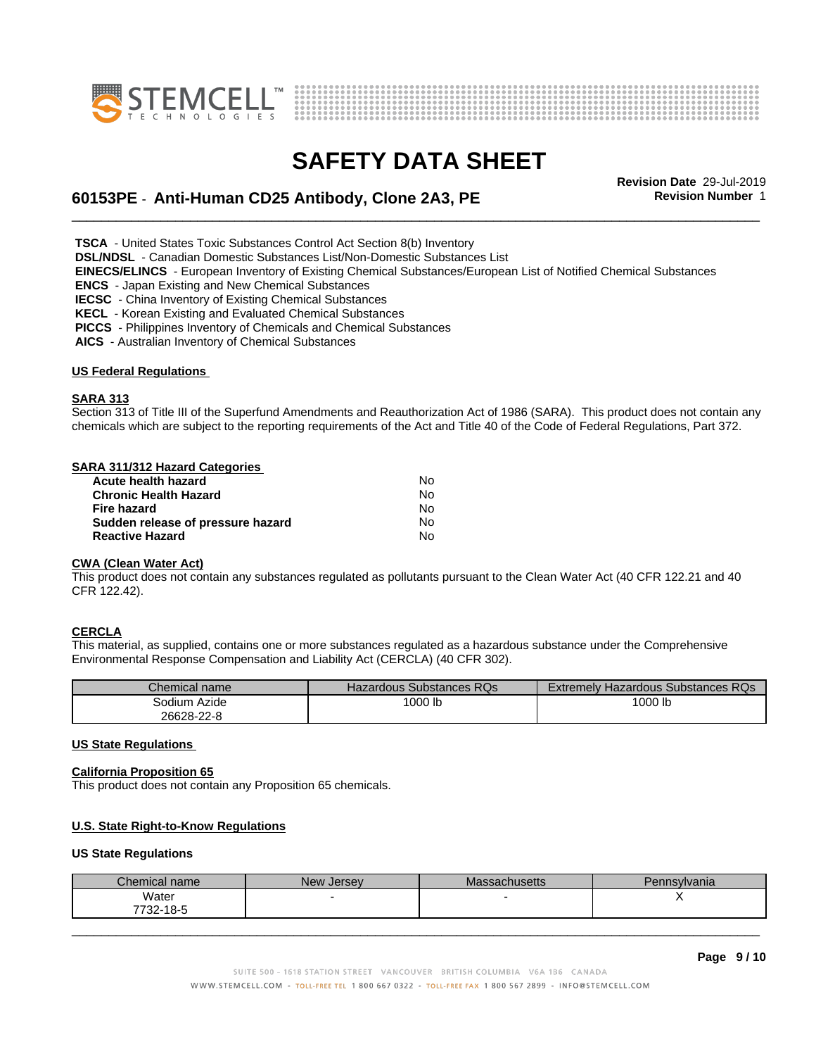**TSCA** - United States Toxic Substances Control Act Section 8(b) Inventory
**DSL/NDSL** - Canadian Domestic Substances List/Non-Domestic Substances List
**EINECS/ELINCS** - European Inventory of Existing Chemical Substances/European List of Notified Chemical Substances
**ENCS** - Japan Existing and New Chemical Substances
**IECSC** - China Inventory of Existing Chemical Substances
**KECL** - Korean Existing and Evaluated Chemical Substances
**PICCS** - Philippines Inventory of Chemicals and Chemical Substances
**AICS** - Australian Inventory of Chemical Substances

## US Federal Regulations

### SARA 313

Section 313 of Title III of the Superfund Amendments and Reauthorization Act of 1986 (SARA). This product does not contain any chemicals which are subject to the reporting requirements of the Act and Title 40 of the Code of Federal Regulations, Part 372.

### SARA 311/312 Hazard Categories

| | |
|---|---|
| **Acute health hazard** | No |
| **Chronic Health Hazard** | No |
| **Fire hazard** | No |
| **Sudden release of pressure hazard** | No |
| **Reactive Hazard** | No |

### CWA (Clean Water Act)

This product does not contain any substances regulated as pollutants pursuant to the Clean Water Act (40 CFR 122.21 and 40 CFR 122.42).

### CERCLA

This material, as supplied, contains one or more substances regulated as a hazardous substance under the Comprehensive Environmental Response Compensation and Liability Act (CERCLA) (40 CFR 302).

| Chemical name | Hazardous Substances RQs | Extremely Hazardous Substances RQs |
|---|---|---|
| Sodium Azide 26628-22-8 | 1000 lb | 1000 lb |

## US State Regulations

### California Proposition 65

This product does not contain any Proposition 65 chemicals.

### U.S. State Right-to-Know Regulations

**US State Regulations**

| Chemical name | New Jersey | Massachusetts | Pennsylvania |
|---|---|---|---|
| Water 7732-18-5 | - | - | X |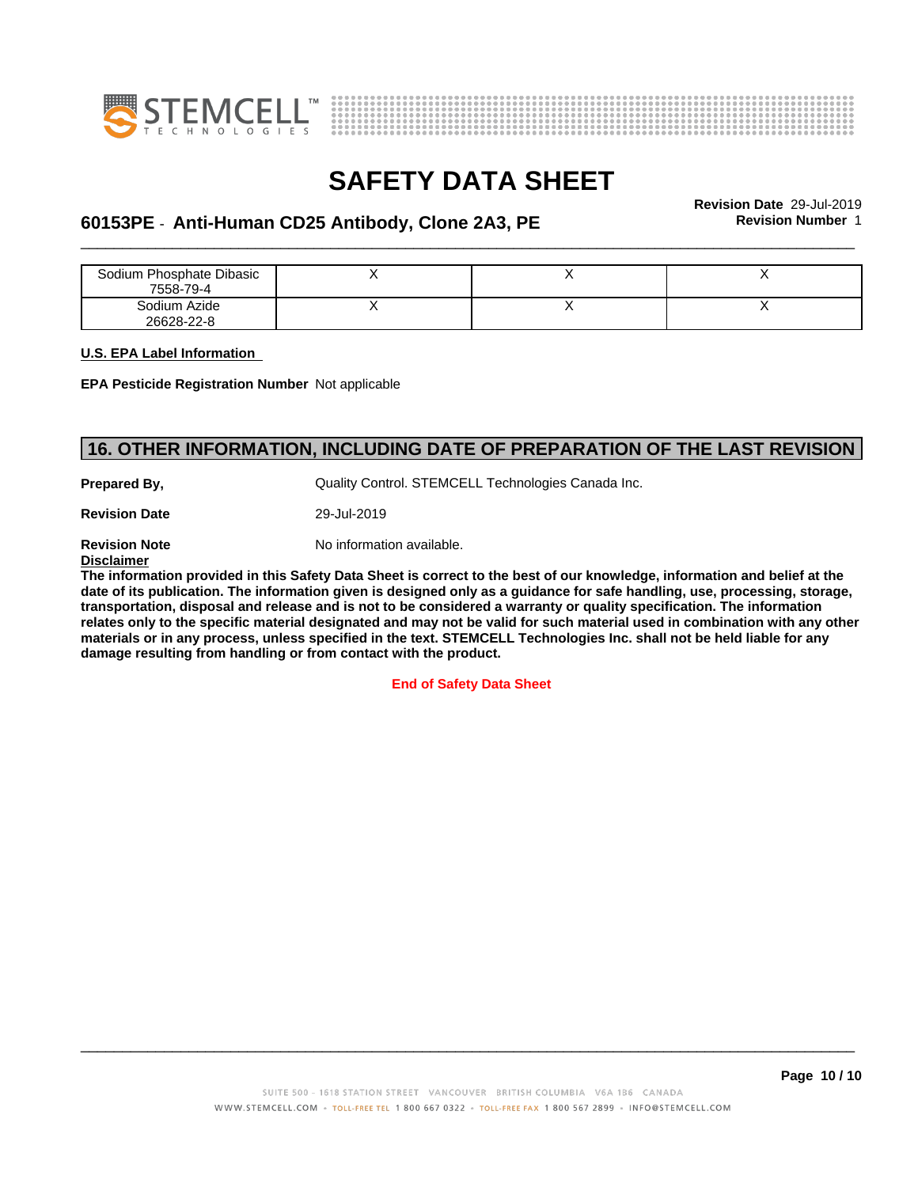| | | | |
|---|---|---|---|
| Sodium Phosphate Dibasic 7558-79-4 | X | X | X |
| Sodium Azide 26628-22-8 | X | X | X |

**U.S. EPA Label Information**

**EPA Pesticide Registration Number** Not applicable

## 16. OTHER INFORMATION, INCLUDING DATE OF PREPARATION OF THE LAST REVISION

**Prepared By,** Quality Control. STEMCELL Technologies Canada Inc.

**Revision Date** 29-Jul-2019

**Revision Note** No information available.

**Disclaimer**

**The information provided in this Safety Data Sheet is correct to the best of our knowledge, information and belief at the date of its publication. The information given is designed only as a guidance for safe handling, use, processing, storage, transportation, disposal and release and is not to be considered a warranty or quality specification. The information relates only to the specific material designated and may not be valid for such material used in combination with any other materials or in any process, unless specified in the text. STEMCELL Technologies Inc. shall not be held liable for any damage resulting from handling or from contact with the product.**

**End of Safety Data Sheet**